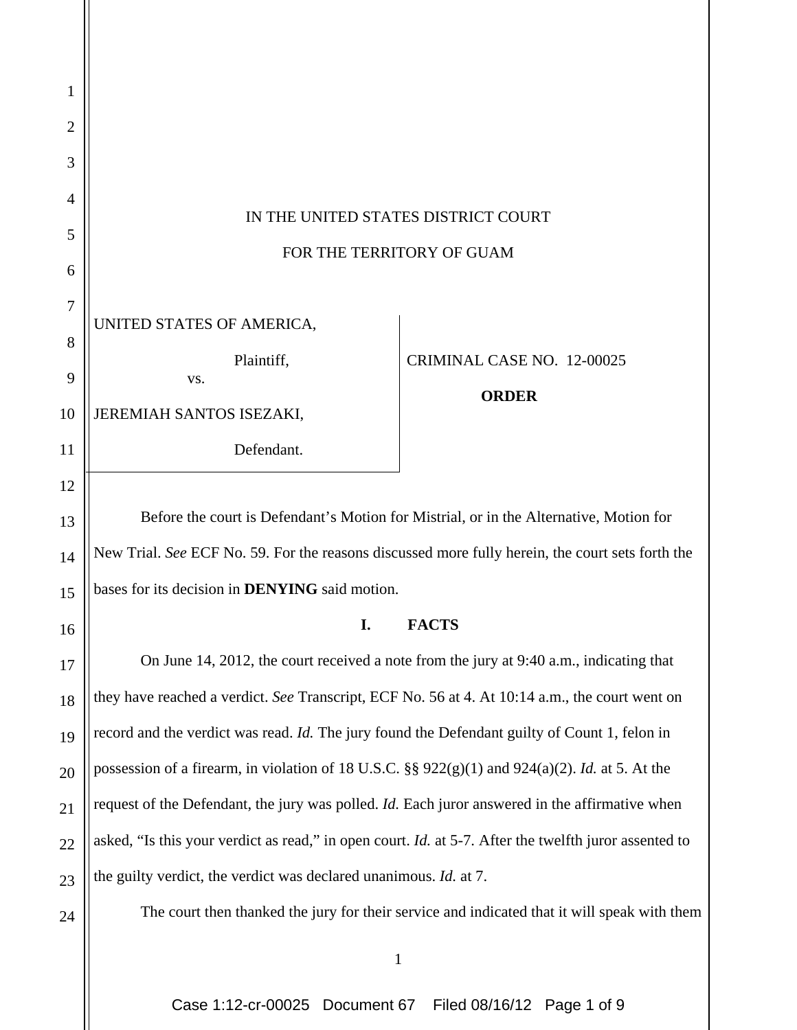IN THE UNITED STATES DISTRICT COURT

FOR THE TERRITORY OF GUAM

| | |
|---|---|
| UNITED STATES OF AMERICA,<br>Plaintiff,<br>vs.<br>JEREMIAH SANTOS ISEZAKI,<br>Defendant. | CRIMINAL CASE NO. 12-00025<br>**ORDER** |

Before the court is Defendant's Motion for Mistrial, or in the Alternative, Motion for New Trial. *See* ECF No. 59. For the reasons discussed more fully herein, the court sets forth the bases for its decision in **DENYING** said motion.

## I. FACTS

On June 14, 2012, the court received a note from the jury at 9:40 a.m., indicating that they have reached a verdict. *See* Transcript, ECF No. 56 at 4. At 10:14 a.m., the court went on record and the verdict was read. *Id.* The jury found the Defendant guilty of Count 1, felon in possession of a firearm, in violation of 18 U.S.C. §§ 922(g)(1) and 924(a)(2). *Id.* at 5. At the request of the Defendant, the jury was polled. *Id.* Each juror answered in the affirmative when asked, "Is this your verdict as read," in open court. *Id.* at 5-7. After the twelfth juror assented to the guilty verdict, the verdict was declared unanimous. *Id.* at 7.

The court then thanked the jury for their service and indicated that it will speak with them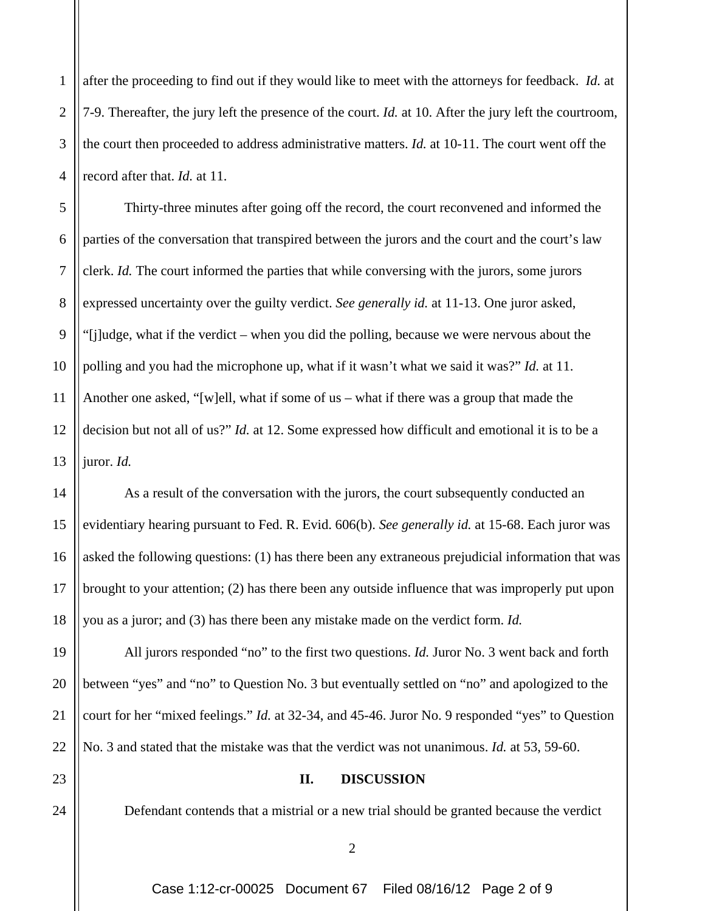after the proceeding to find out if they would like to meet with the attorneys for feedback. *Id.* at 7-9. Thereafter, the jury left the presence of the court. *Id.* at 10. After the jury left the courtroom, the court then proceeded to address administrative matters. *Id.* at 10-11. The court went off the record after that. *Id.* at 11.

Thirty-three minutes after going off the record, the court reconvened and informed the parties of the conversation that transpired between the jurors and the court and the court's law clerk. *Id.* The court informed the parties that while conversing with the jurors, some jurors expressed uncertainty over the guilty verdict. *See generally id.* at 11-13. One juror asked, "[j]udge, what if the verdict – when you did the polling, because we were nervous about the polling and you had the microphone up, what if it wasn't what we said it was?" *Id.* at 11. Another one asked, "[w]ell, what if some of us – what if there was a group that made the decision but not all of us?" *Id.* at 12. Some expressed how difficult and emotional it is to be a juror. *Id.*

As a result of the conversation with the jurors, the court subsequently conducted an evidentiary hearing pursuant to Fed. R. Evid. 606(b). *See generally id.* at 15-68. Each juror was asked the following questions: (1) has there been any extraneous prejudicial information that was brought to your attention; (2) has there been any outside influence that was improperly put upon you as a juror; and (3) has there been any mistake made on the verdict form. *Id.*

All jurors responded "no" to the first two questions. *Id.* Juror No. 3 went back and forth between "yes" and "no" to Question No. 3 but eventually settled on "no" and apologized to the court for her "mixed feelings." *Id.* at 32-34, and 45-46. Juror No. 9 responded "yes" to Question No. 3 and stated that the mistake was that the verdict was not unanimous. *Id.* at 53, 59-60.

## II. DISCUSSION

Defendant contends that a mistrial or a new trial should be granted because the verdict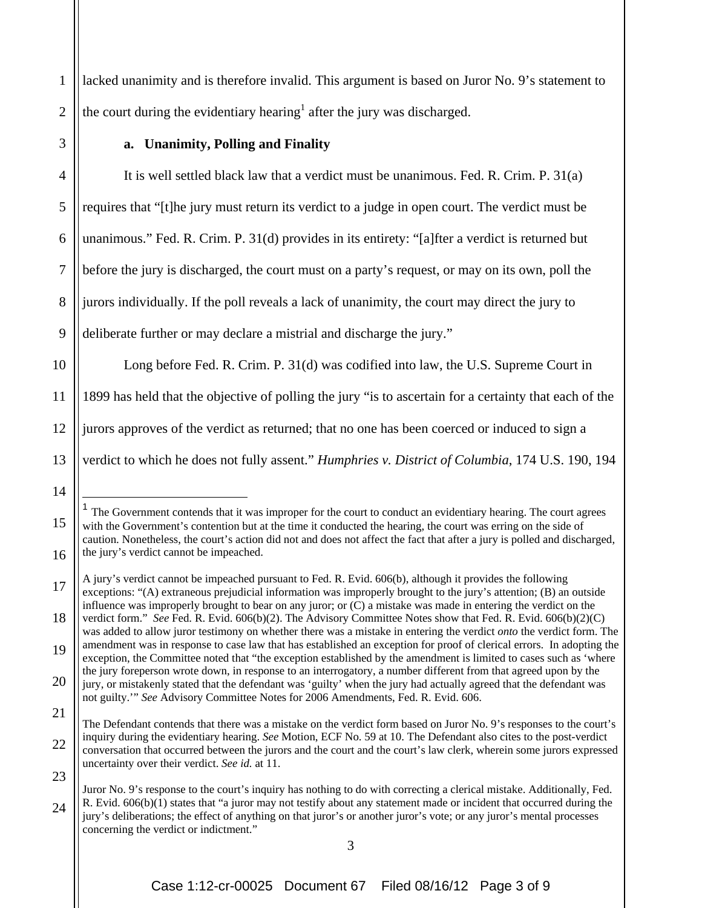lacked unanimity and is therefore invalid. This argument is based on Juror No. 9's statement to the court during the evidentiary hearing[1] after the jury was discharged.

**a. Unanimity, Polling and Finality**

It is well settled black law that a verdict must be unanimous. Fed. R. Crim. P. 31(a) requires that "[t]he jury must return its verdict to a judge in open court. The verdict must be unanimous." Fed. R. Crim. P. 31(d) provides in its entirety: "[a]fter a verdict is returned but before the jury is discharged, the court must on a party's request, or may on its own, poll the jurors individually. If the poll reveals a lack of unanimity, the court may direct the jury to deliberate further or may declare a mistrial and discharge the jury."

Long before Fed. R. Crim. P. 31(d) was codified into law, the U.S. Supreme Court in 1899 has held that the objective of polling the jury "is to ascertain for a certainty that each of the jurors approves of the verdict as returned; that no one has been coerced or induced to sign a verdict to which he does not fully assent." *Humphries v. District of Columbia*, 174 U.S. 190, 194

---

[1] The Government contends that it was improper for the court to conduct an evidentiary hearing. The court agrees with the Government's contention but at the time it conducted the hearing, the court was erring on the side of caution. Nonetheless, the court's action did not and does not affect the fact that after a jury is polled and discharged, the jury's verdict cannot be impeached.

A jury's verdict cannot be impeached pursuant to Fed. R. Evid. 606(b), although it provides the following exceptions: "(A) extraneous prejudicial information was improperly brought to the jury's attention; (B) an outside influence was improperly brought to bear on any juror; or (C) a mistake was made in entering the verdict on the verdict form." *See* Fed. R. Evid. 606(b)(2). The Advisory Committee Notes show that Fed. R. Evid. 606(b)(2)(C) was added to allow juror testimony on whether there was a mistake in entering the verdict *onto* the verdict form. The amendment was in response to case law that has established an exception for proof of clerical errors. In adopting the exception, the Committee noted that "the exception established by the amendment is limited to cases such as 'where the jury foreperson wrote down, in response to an interrogatory, a number different from that agreed upon by the jury, or mistakenly stated that the defendant was 'guilty' when the jury had actually agreed that the defendant was not guilty.'" *See* Advisory Committee Notes for 2006 Amendments, Fed. R. Evid. 606.

The Defendant contends that there was a mistake on the verdict form based on Juror No. 9's responses to the court's inquiry during the evidentiary hearing. *See* Motion, ECF No. 59 at 10. The Defendant also cites to the post-verdict conversation that occurred between the jurors and the court and the court's law clerk, wherein some jurors expressed uncertainty over their verdict. *See id.* at 11.

Juror No. 9's response to the court's inquiry has nothing to do with correcting a clerical mistake. Additionally, Fed. R. Evid. 606(b)(1) states that "a juror may not testify about any statement made or incident that occurred during the jury's deliberations; the effect of anything on that juror's or another juror's vote; or any juror's mental processes concerning the verdict or indictment."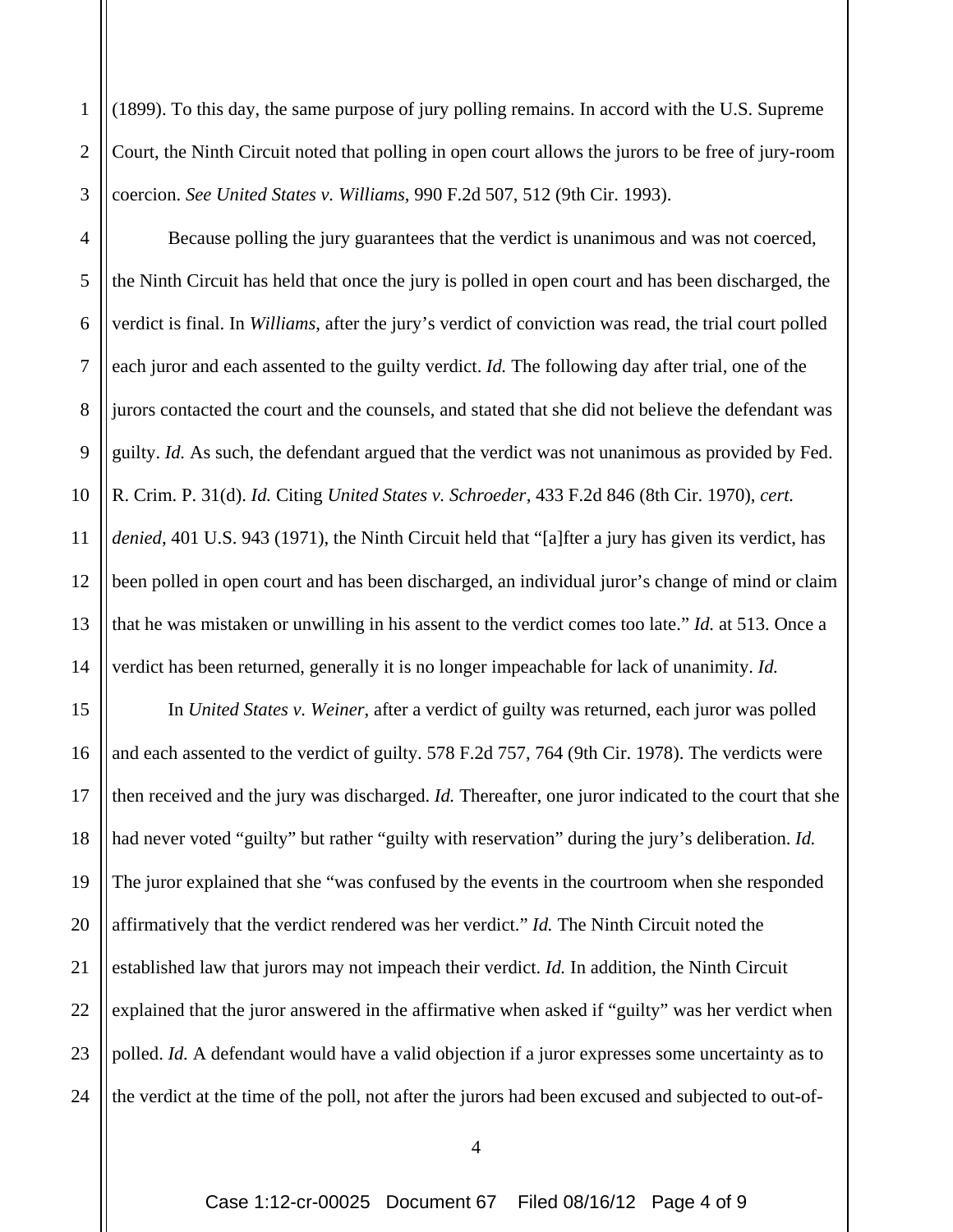(1899). To this day, the same purpose of jury polling remains. In accord with the U.S. Supreme Court, the Ninth Circuit noted that polling in open court allows the jurors to be free of jury-room coercion. *See United States v. Williams*, 990 F.2d 507, 512 (9th Cir. 1993).

Because polling the jury guarantees that the verdict is unanimous and was not coerced, the Ninth Circuit has held that once the jury is polled in open court and has been discharged, the verdict is final. In *Williams*, after the jury's verdict of conviction was read, the trial court polled each juror and each assented to the guilty verdict. *Id.* The following day after trial, one of the jurors contacted the court and the counsels, and stated that she did not believe the defendant was guilty. *Id.* As such, the defendant argued that the verdict was not unanimous as provided by Fed. R. Crim. P. 31(d). *Id.* Citing *United States v. Schroeder*, 433 F.2d 846 (8th Cir. 1970), *cert. denied*, 401 U.S. 943 (1971), the Ninth Circuit held that "[a]fter a jury has given its verdict, has been polled in open court and has been discharged, an individual juror's change of mind or claim that he was mistaken or unwilling in his assent to the verdict comes too late." *Id.* at 513. Once a verdict has been returned, generally it is no longer impeachable for lack of unanimity. *Id.*

In *United States v. Weiner*, after a verdict of guilty was returned, each juror was polled and each assented to the verdict of guilty. 578 F.2d 757, 764 (9th Cir. 1978). The verdicts were then received and the jury was discharged. *Id.* Thereafter, one juror indicated to the court that she had never voted "guilty" but rather "guilty with reservation" during the jury's deliberation. *Id.* The juror explained that she "was confused by the events in the courtroom when she responded affirmatively that the verdict rendered was her verdict." *Id.* The Ninth Circuit noted the established law that jurors may not impeach their verdict. *Id.* In addition, the Ninth Circuit explained that the juror answered in the affirmative when asked if "guilty" was her verdict when polled. *Id.* A defendant would have a valid objection if a juror expresses some uncertainty as to the verdict at the time of the poll, not after the jurors had been excused and subjected to out-of-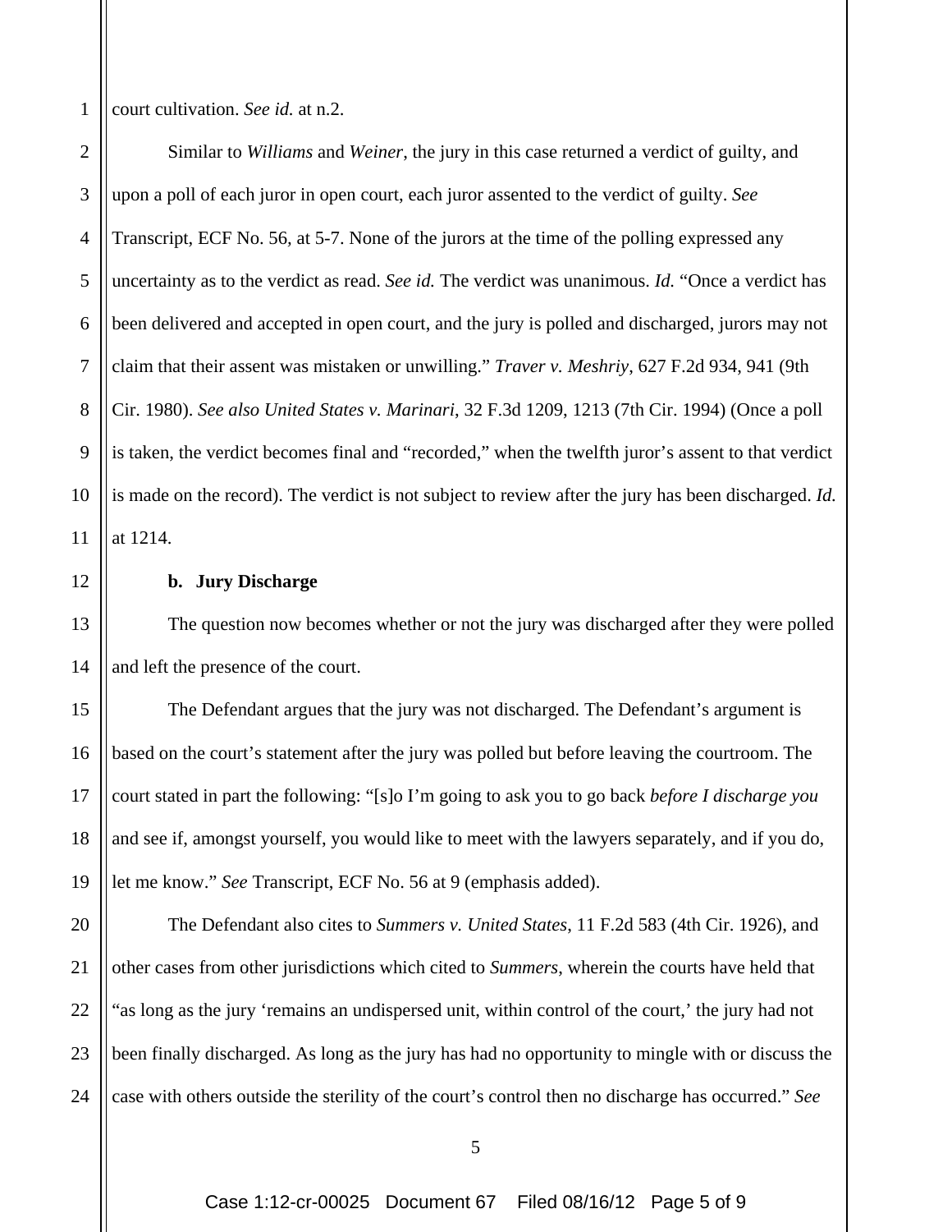court cultivation. *See id.* at n.2.

Similar to *Williams* and *Weiner*, the jury in this case returned a verdict of guilty, and upon a poll of each juror in open court, each juror assented to the verdict of guilty. *See* Transcript, ECF No. 56, at 5-7. None of the jurors at the time of the polling expressed any uncertainty as to the verdict as read. *See id.* The verdict was unanimous. *Id.* "Once a verdict has been delivered and accepted in open court, and the jury is polled and discharged, jurors may not claim that their assent was mistaken or unwilling." *Traver v. Meshriy*, 627 F.2d 934, 941 (9th Cir. 1980). *See also United States v. Marinari*, 32 F.3d 1209, 1213 (7th Cir. 1994) (Once a poll is taken, the verdict becomes final and "recorded," when the twelfth juror's assent to that verdict is made on the record). The verdict is not subject to review after the jury has been discharged. *Id.* at 1214.

**b. Jury Discharge**

The question now becomes whether or not the jury was discharged after they were polled and left the presence of the court.

The Defendant argues that the jury was not discharged. The Defendant's argument is based on the court's statement after the jury was polled but before leaving the courtroom. The court stated in part the following: "[s]o I'm going to ask you to go back *before I discharge you* and see if, amongst yourself, you would like to meet with the lawyers separately, and if you do, let me know." *See* Transcript, ECF No. 56 at 9 (emphasis added).

The Defendant also cites to *Summers v. United States*, 11 F.2d 583 (4th Cir. 1926), and other cases from other jurisdictions which cited to *Summers*, wherein the courts have held that "as long as the jury 'remains an undispersed unit, within control of the court,' the jury had not been finally discharged. As long as the jury has had no opportunity to mingle with or discuss the case with others outside the sterility of the court's control then no discharge has occurred." *See*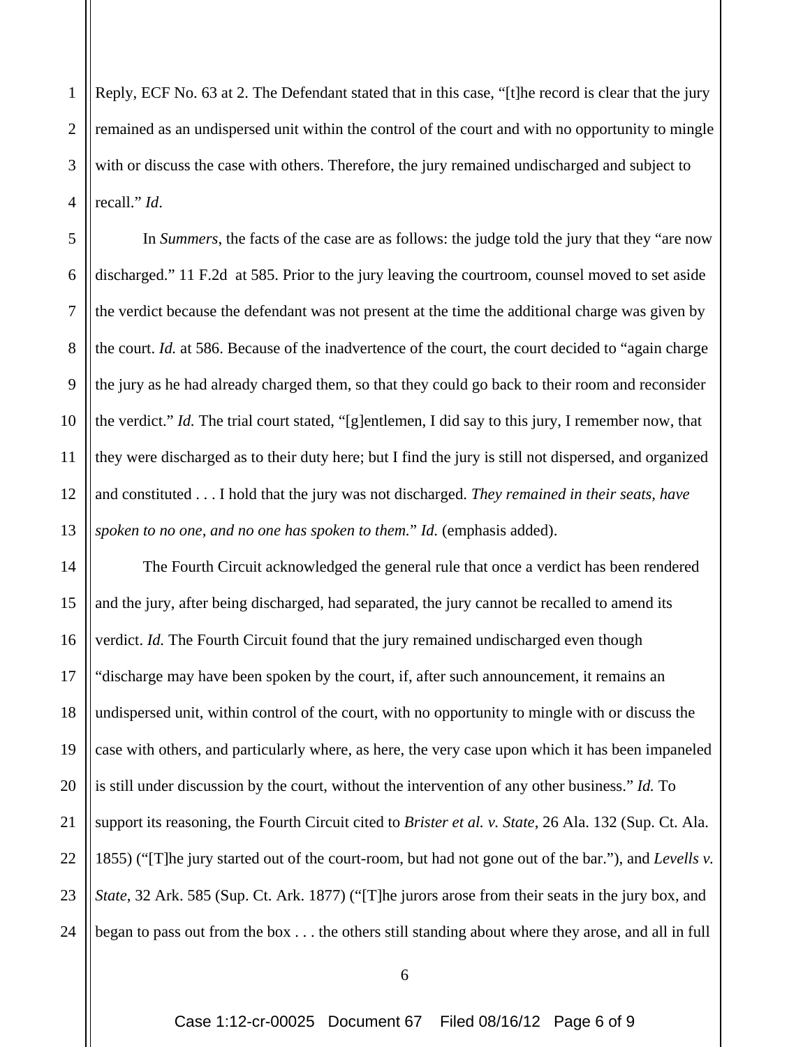Reply, ECF No. 63 at 2. The Defendant stated that in this case, "[t]he record is clear that the jury remained as an undispersed unit within the control of the court and with no opportunity to mingle with or discuss the case with others. Therefore, the jury remained undischarged and subject to recall." *Id*.

In *Summers*, the facts of the case are as follows: the judge told the jury that they "are now discharged." 11 F.2d at 585. Prior to the jury leaving the courtroom, counsel moved to set aside the verdict because the defendant was not present at the time the additional charge was given by the court. *Id.* at 586. Because of the inadvertence of the court, the court decided to "again charge the jury as he had already charged them, so that they could go back to their room and reconsider the verdict." *Id.* The trial court stated, "[g]entlemen, I did say to this jury, I remember now, that they were discharged as to their duty here; but I find the jury is still not dispersed, and organized and constituted . . . I hold that the jury was not discharged. *They remained in their seats, have spoken to no one, and no one has spoken to them.*" *Id.* (emphasis added).

The Fourth Circuit acknowledged the general rule that once a verdict has been rendered and the jury, after being discharged, had separated, the jury cannot be recalled to amend its verdict. *Id.* The Fourth Circuit found that the jury remained undischarged even though "discharge may have been spoken by the court, if, after such announcement, it remains an undispersed unit, within control of the court, with no opportunity to mingle with or discuss the case with others, and particularly where, as here, the very case upon which it has been impaneled is still under discussion by the court, without the intervention of any other business." *Id.* To support its reasoning, the Fourth Circuit cited to *Brister et al. v. State*, 26 Ala. 132 (Sup. Ct. Ala. 1855) ("[T]he jury started out of the court-room, but had not gone out of the bar."), and *Levells v. State*, 32 Ark. 585 (Sup. Ct. Ark. 1877) ("[T]he jurors arose from their seats in the jury box, and began to pass out from the box . . . the others still standing about where they arose, and all in full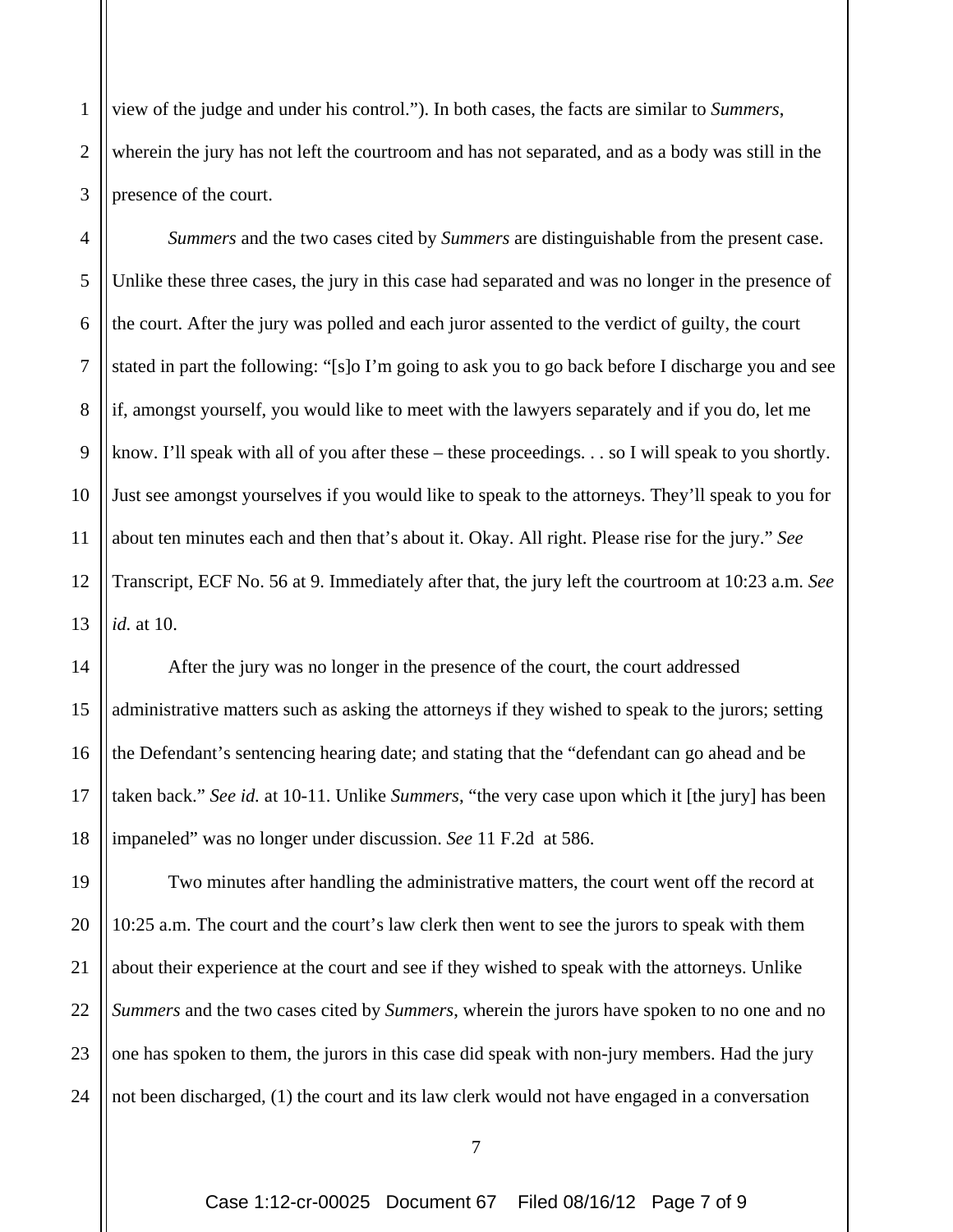view of the judge and under his control."). In both cases, the facts are similar to *Summers*, wherein the jury has not left the courtroom and has not separated, and as a body was still in the presence of the court.

*Summers* and the two cases cited by *Summers* are distinguishable from the present case. Unlike these three cases, the jury in this case had separated and was no longer in the presence of the court. After the jury was polled and each juror assented to the verdict of guilty, the court stated in part the following: "[s]o I'm going to ask you to go back before I discharge you and see if, amongst yourself, you would like to meet with the lawyers separately and if you do, let me know. I'll speak with all of you after these – these proceedings. . . so I will speak to you shortly. Just see amongst yourselves if you would like to speak to the attorneys. They'll speak to you for about ten minutes each and then that's about it. Okay. All right. Please rise for the jury." *See* Transcript, ECF No. 56 at 9. Immediately after that, the jury left the courtroom at 10:23 a.m. *See id.* at 10.

After the jury was no longer in the presence of the court, the court addressed administrative matters such as asking the attorneys if they wished to speak to the jurors; setting the Defendant's sentencing hearing date; and stating that the "defendant can go ahead and be taken back." *See id.* at 10-11. Unlike *Summers*, "the very case upon which it [the jury] has been impaneled" was no longer under discussion. *See* 11 F.2d at 586.

Two minutes after handling the administrative matters, the court went off the record at 10:25 a.m. The court and the court's law clerk then went to see the jurors to speak with them about their experience at the court and see if they wished to speak with the attorneys. Unlike *Summers* and the two cases cited by *Summers*, wherein the jurors have spoken to no one and no one has spoken to them, the jurors in this case did speak with non-jury members. Had the jury not been discharged, (1) the court and its law clerk would not have engaged in a conversation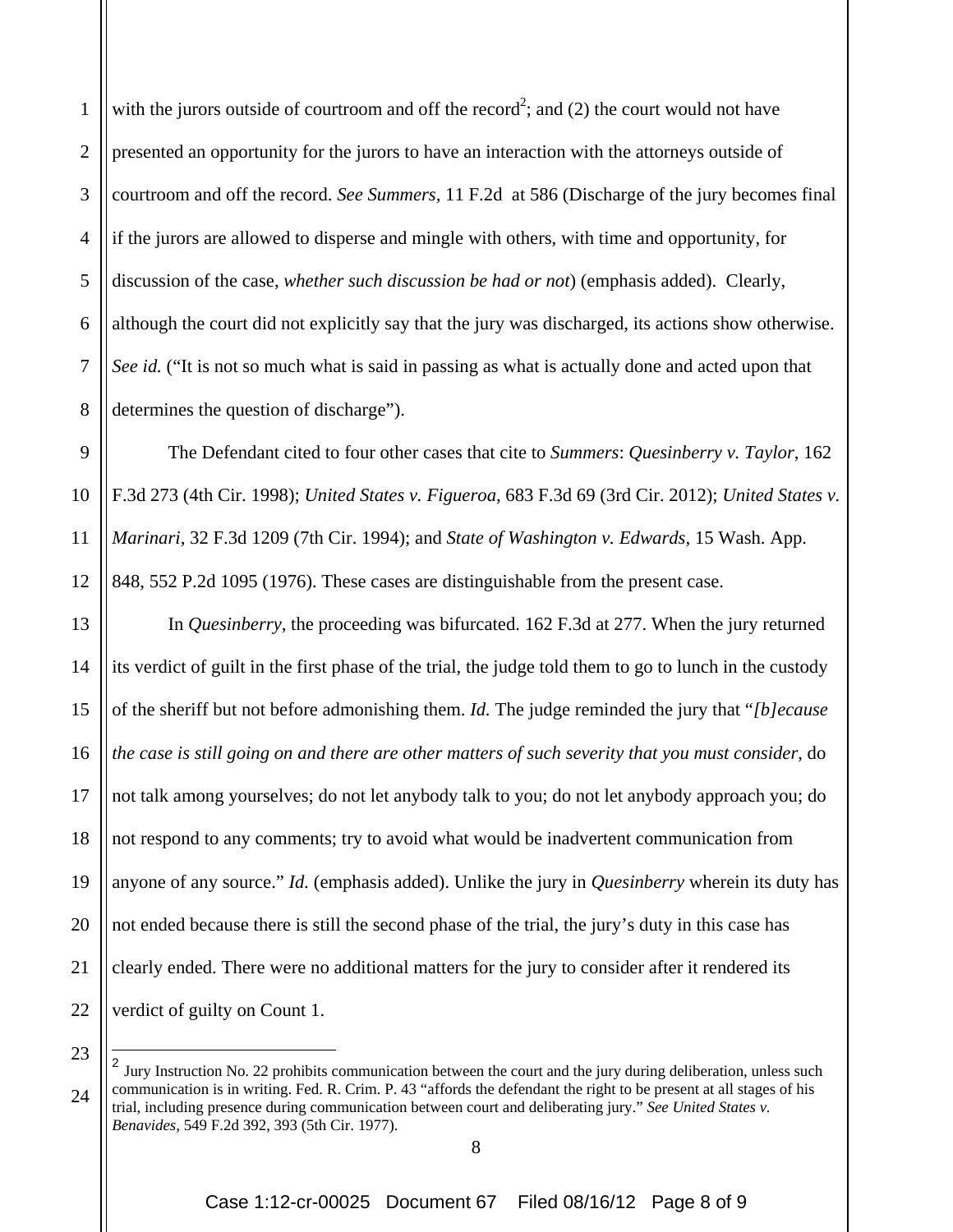with the jurors outside of courtroom and off the record[2]; and (2) the court would not have presented an opportunity for the jurors to have an interaction with the attorneys outside of courtroom and off the record. *See Summers,* 11 F.2d at 586 (Discharge of the jury becomes final if the jurors are allowed to disperse and mingle with others, with time and opportunity, for discussion of the case, *whether such discussion be had or not*) (emphasis added). Clearly, although the court did not explicitly say that the jury was discharged, its actions show otherwise. *See id.* ("It is not so much what is said in passing as what is actually done and acted upon that determines the question of discharge").

The Defendant cited to four other cases that cite to *Summers*: *Quesinberry v. Taylor*, 162 F.3d 273 (4th Cir. 1998); *United States v. Figueroa*, 683 F.3d 69 (3rd Cir. 2012); *United States v. Marinari*, 32 F.3d 1209 (7th Cir. 1994); and *State of Washington v. Edwards*, 15 Wash. App. 848, 552 P.2d 1095 (1976). These cases are distinguishable from the present case.

In *Quesinberry*, the proceeding was bifurcated. 162 F.3d at 277. When the jury returned its verdict of guilt in the first phase of the trial, the judge told them to go to lunch in the custody of the sheriff but not before admonishing them. *Id.* The judge reminded the jury that "*[b]ecause the case is still going on and there are other matters of such severity that you must consider*, do not talk among yourselves; do not let anybody talk to you; do not let anybody approach you; do not respond to any comments; try to avoid what would be inadvertent communication from anyone of any source." *Id.* (emphasis added). Unlike the jury in *Quesinberry* wherein its duty has not ended because there is still the second phase of the trial, the jury's duty in this case has clearly ended. There were no additional matters for the jury to consider after it rendered its verdict of guilty on Count 1.

---

[2] Jury Instruction No. 22 prohibits communication between the court and the jury during deliberation, unless such communication is in writing. Fed. R. Crim. P. 43 "affords the defendant the right to be present at all stages of his trial, including presence during communication between court and deliberating jury." *See United States v. Benavides*, 549 F.2d 392, 393 (5th Cir. 1977).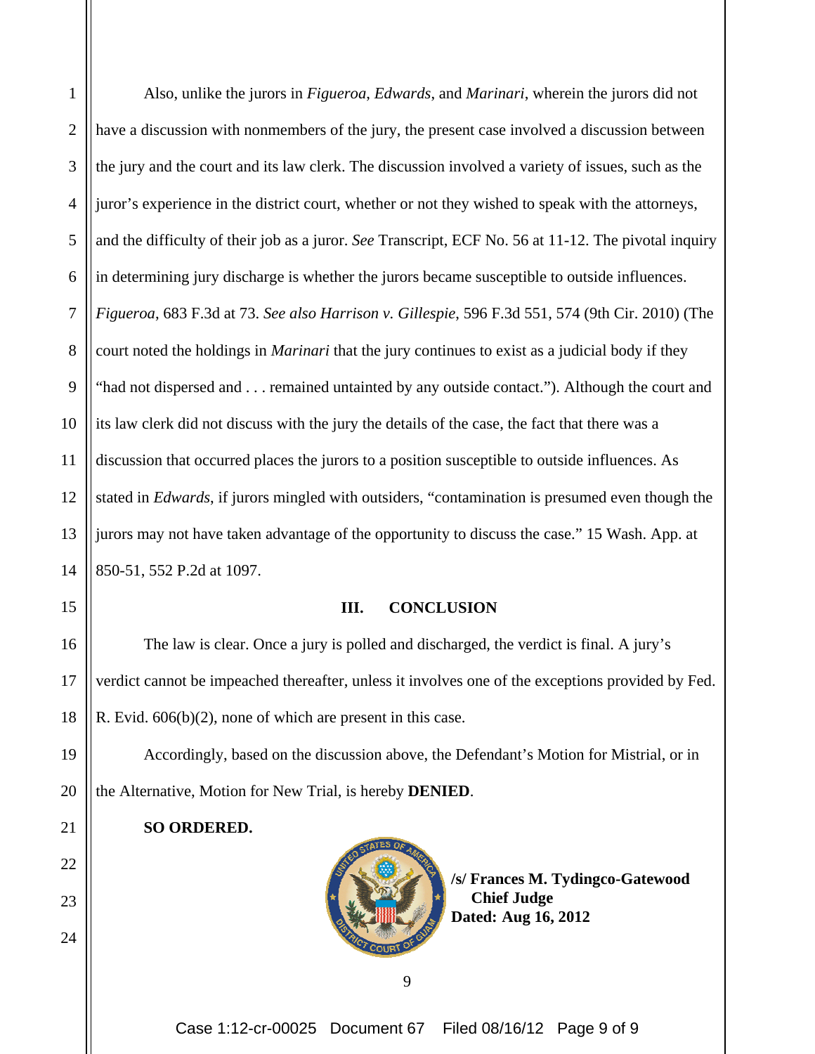Also, unlike the jurors in *Figueroa*, *Edwards*, and *Marinari*, wherein the jurors did not have a discussion with nonmembers of the jury, the present case involved a discussion between the jury and the court and its law clerk. The discussion involved a variety of issues, such as the juror's experience in the district court, whether or not they wished to speak with the attorneys, and the difficulty of their job as a juror. *See* Transcript, ECF No. 56 at 11-12. The pivotal inquiry in determining jury discharge is whether the jurors became susceptible to outside influences. *Figueroa*, 683 F.3d at 73. *See also Harrison v. Gillespie*, 596 F.3d 551, 574 (9th Cir. 2010) (The court noted the holdings in *Marinari* that the jury continues to exist as a judicial body if they "had not dispersed and . . . remained untainted by any outside contact."). Although the court and its law clerk did not discuss with the jury the details of the case, the fact that there was a discussion that occurred places the jurors to a position susceptible to outside influences. As stated in *Edwards*, if jurors mingled with outsiders, "contamination is presumed even though the jurors may not have taken advantage of the opportunity to discuss the case." 15 Wash. App. at 850-51, 552 P.2d at 1097.

## III. CONCLUSION

The law is clear. Once a jury is polled and discharged, the verdict is final. A jury's verdict cannot be impeached thereafter, unless it involves one of the exceptions provided by Fed. R. Evid. 606(b)(2), none of which are present in this case.

Accordingly, based on the discussion above, the Defendant's Motion for Mistrial, or in the Alternative, Motion for New Trial, is hereby **DENIED**.

**SO ORDERED.**

**/s/ Frances M. Tydingco-Gatewood**
**Chief Judge**
**Dated: Aug 16, 2012**